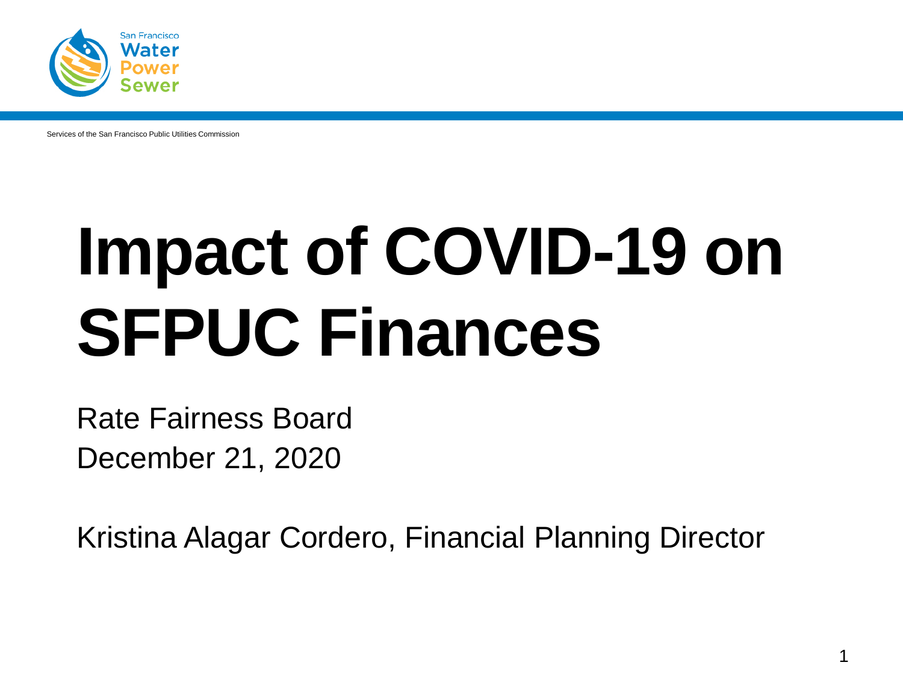San Francisco Water Power Sewer

Services of the San Francisco Public Utilities Commission

# Impact of COVID-19 on SFPUC Finances

Rate Fairness Board
December 21, 2020

Kristina Alagar Cordero, Financial Planning Director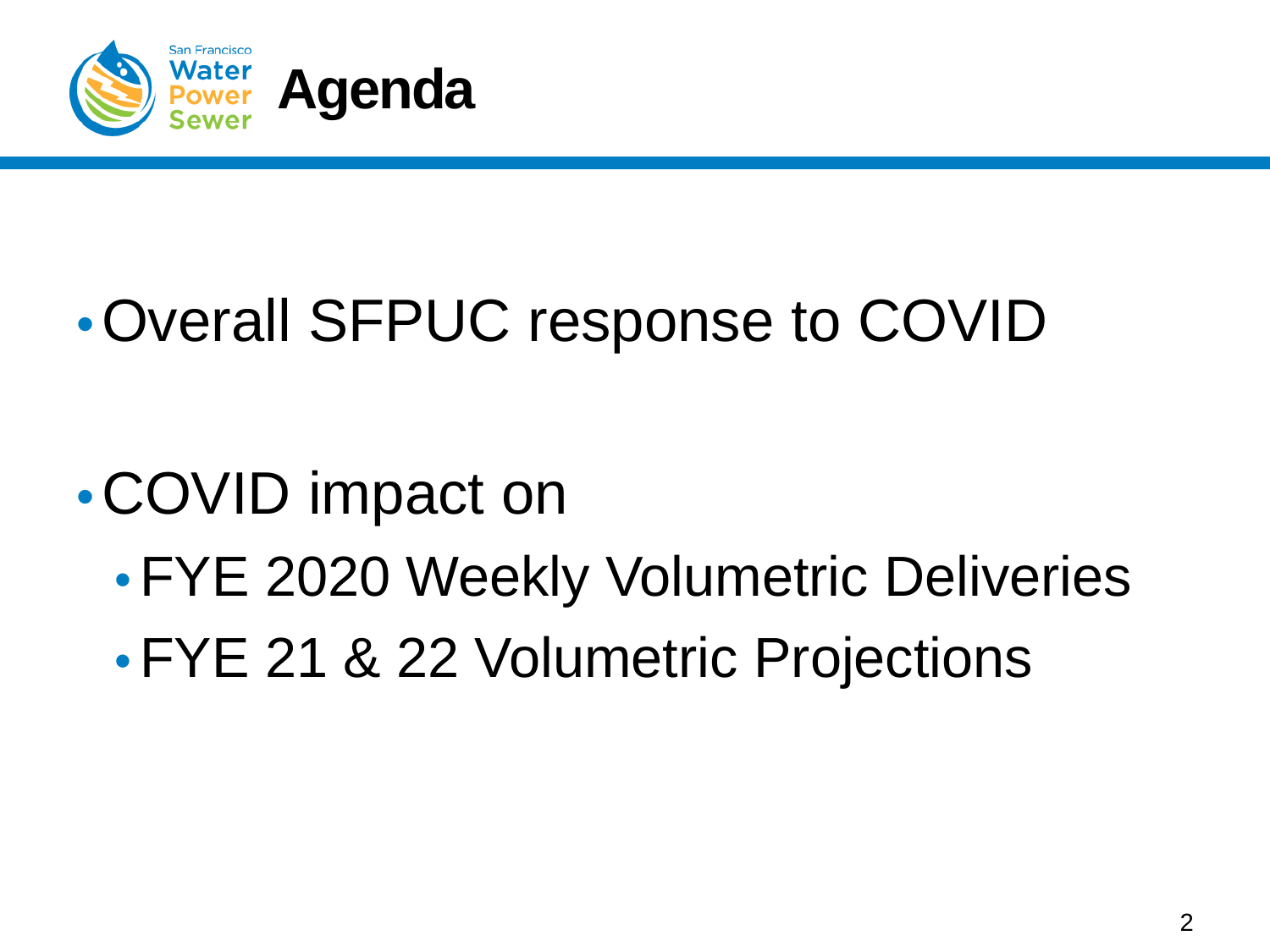# Agenda

- Overall SFPUC response to COVID
- COVID impact on
  - FYE 2020 Weekly Volumetric Deliveries
  - FYE 21 & 22 Volumetric Projections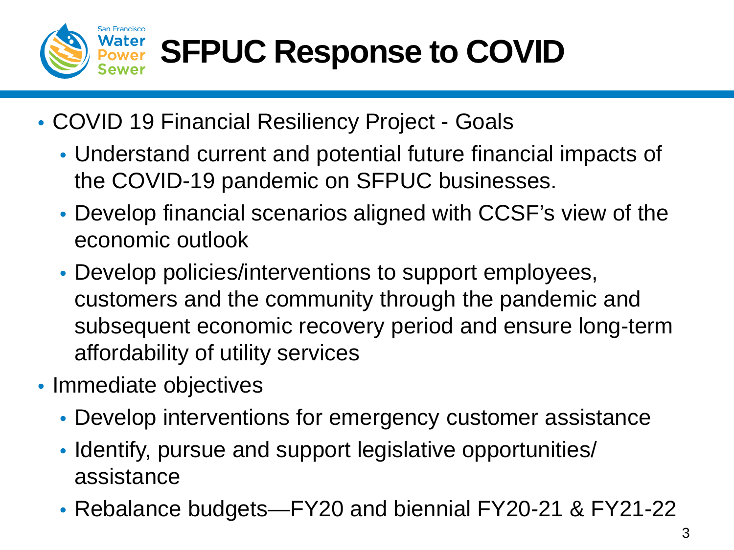# SFPUC Response to COVID

- COVID 19 Financial Resiliency Project - Goals
  - Understand current and potential future financial impacts of the COVID-19 pandemic on SFPUC businesses.
  - Develop financial scenarios aligned with CCSF's view of the economic outlook
  - Develop policies/interventions to support employees, customers and the community through the pandemic and subsequent economic recovery period and ensure long-term affordability of utility services
- Immediate objectives
  - Develop interventions for emergency customer assistance
  - Identify, pursue and support legislative opportunities/ assistance
  - Rebalance budgets—FY20 and biennial FY20-21 & FY21-22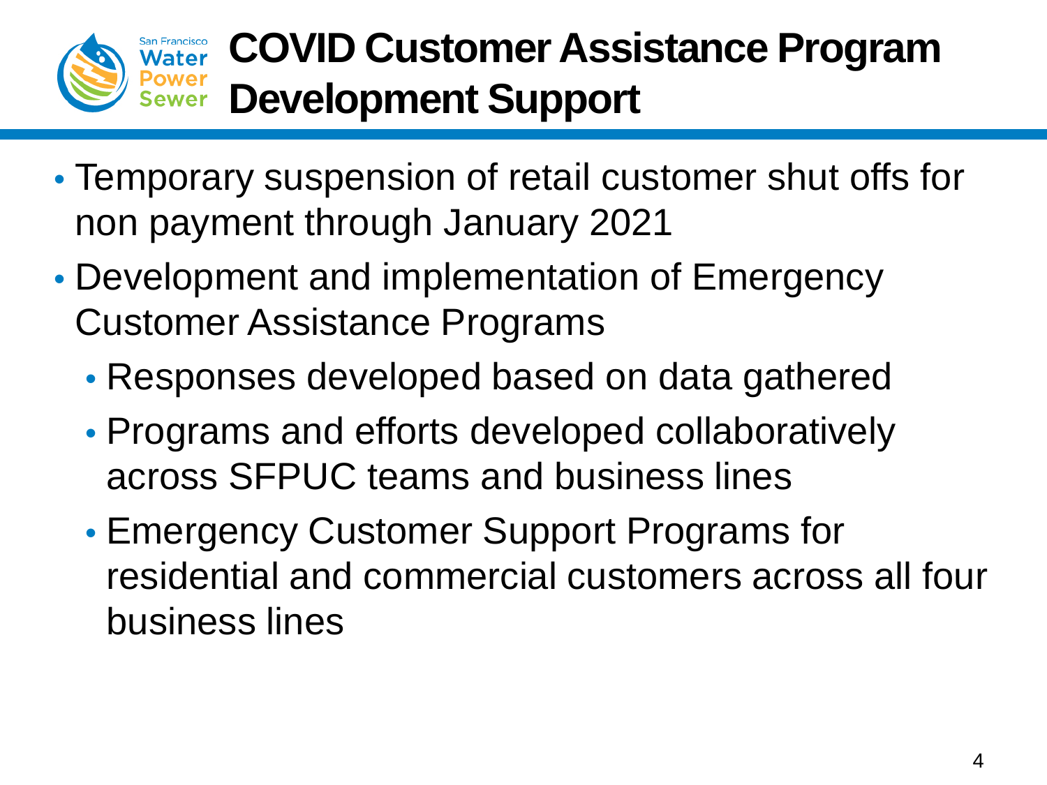# COVID Customer Assistance Program Development Support

- Temporary suspension of retail customer shut offs for non payment through January 2021
- Development and implementation of Emergency Customer Assistance Programs
  - Responses developed based on data gathered
  - Programs and efforts developed collaboratively across SFPUC teams and business lines
  - Emergency Customer Support Programs for residential and commercial customers across all four business lines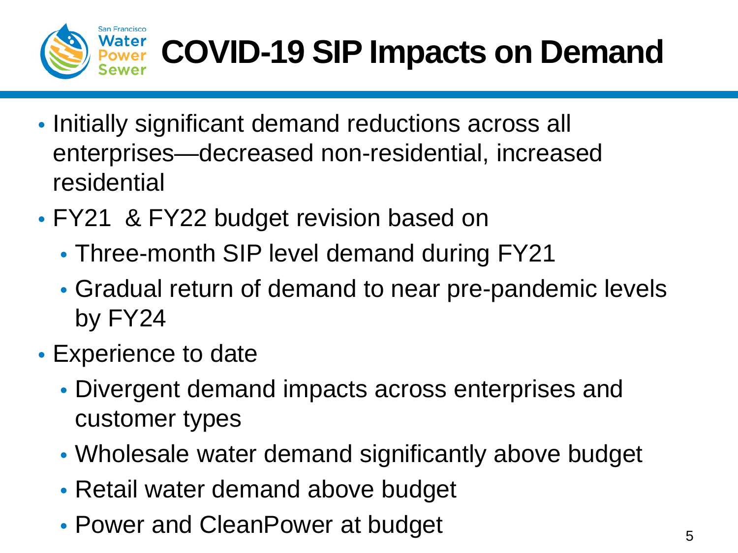# COVID-19 SIP Impacts on Demand

- Initially significant demand reductions across all enterprises—decreased non-residential, increased residential
- FY21 & FY22 budget revision based on
  - Three-month SIP level demand during FY21
  - Gradual return of demand to near pre-pandemic levels by FY24
- Experience to date
  - Divergent demand impacts across enterprises and customer types
  - Wholesale water demand significantly above budget
  - Retail water demand above budget
  - Power and CleanPower at budget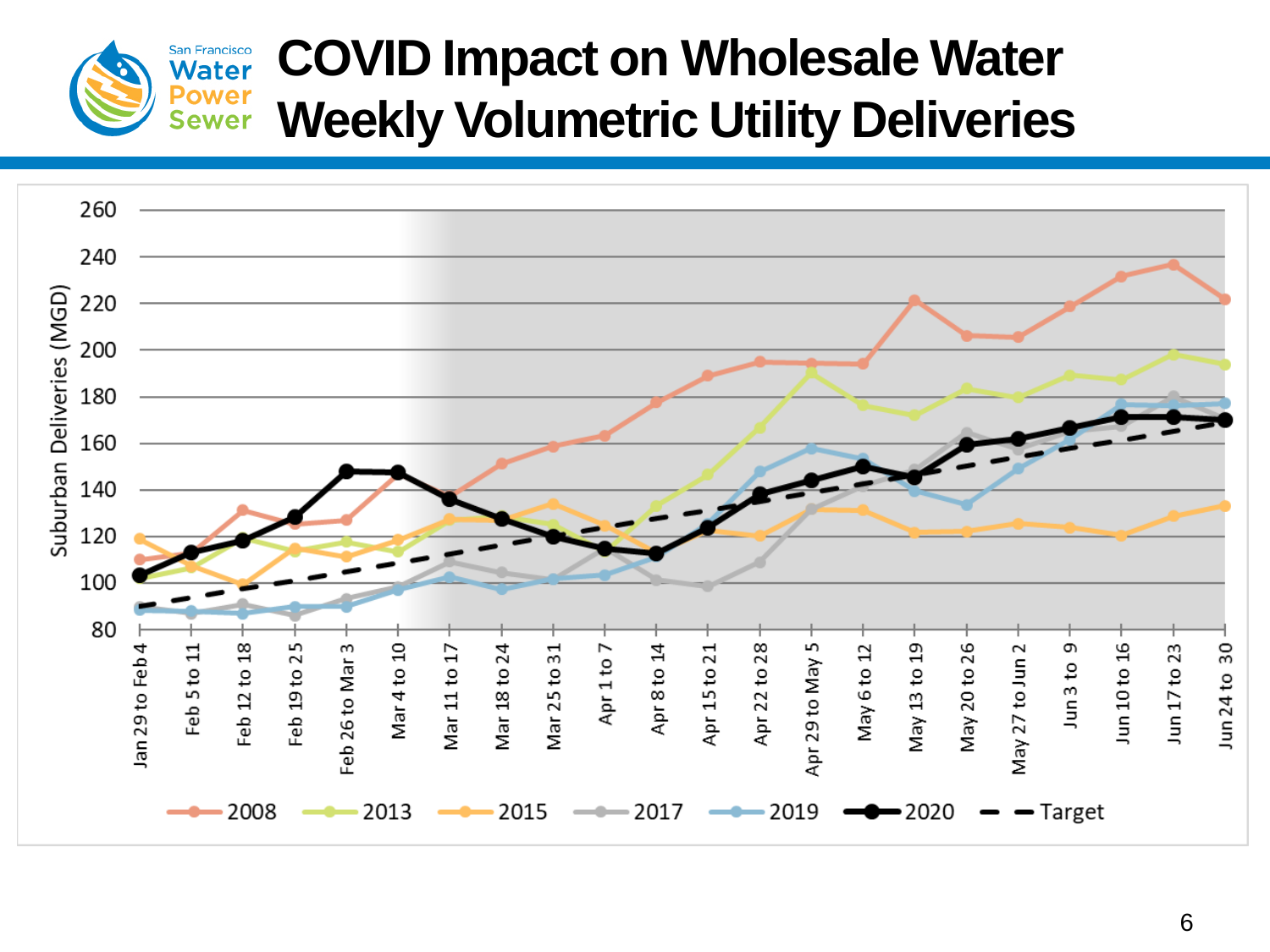# COVID Impact on Wholesale Water Weekly Volumetric Utility Deliveries

San Francisco Water Power Sewer

Suburban Deliveries (MGD)

260, 240, 220, 200, 180, 160, 140, 120, 100, 80

Jan 29 to Feb 4 | Feb 5 to 11 | Feb 12 to 18 | Feb 19 to 25 | Feb 26 to Mar 3 | Mar 4 to 10 | Mar 11 to 17 | Mar 18 to 24 | Mar 25 to 31 | Apr 1 to 7 | Apr 8 to 14 | Apr 15 to 21 | Apr 22 to 28 | Apr 29 to May 5 | May 6 to 12 | May 13 to 19 | May 20 to 26 | May 27 to Jun 2 | Jun 3 to 9 | Jun 10 to 16 | Jun 17 to 23 | Jun 24 to 30

2008 | 2013 | 2015 | 2017 | 2019 | 2020 | Target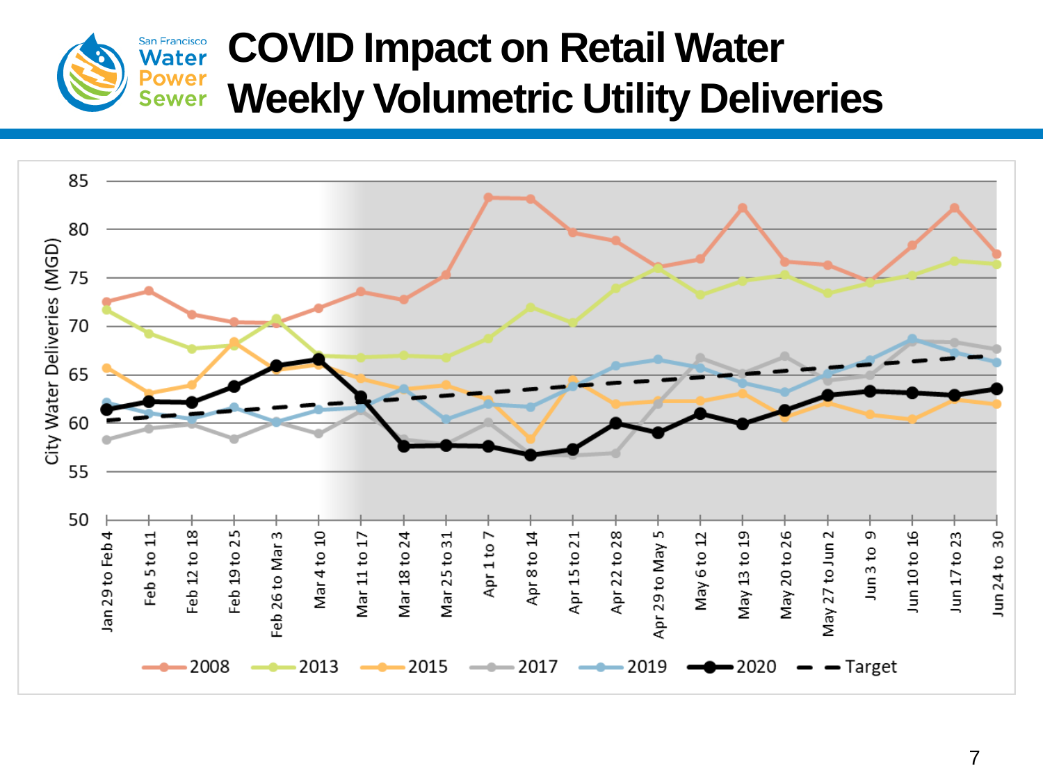# COVID Impact on Retail Water Weekly Volumetric Utility Deliveries

San Francisco Water Power Sewer

City Water Deliveries (MGD)

85
80
75
70
65
60
55
50

Jan 29 to Feb 4 | Feb 5 to 11 | Feb 12 to 18 | Feb 19 to 25 | Feb 26 to Mar 3 | Mar 4 to 10 | Mar 11 to 17 | Mar 18 to 24 | Mar 25 to 31 | Apr 1 to 7 | Apr 8 to 14 | Apr 15 to 21 | Apr 22 to 28 | Apr 29 to May 5 | May 6 to 12 | May 13 to 19 | May 20 to 26 | May 27 to Jun 2 | Jun 3 to 9 | Jun 10 to 16 | Jun 17 to 23 | Jun 24 to 30

2008 | 2013 | 2015 | 2017 | 2019 | 2020 | Target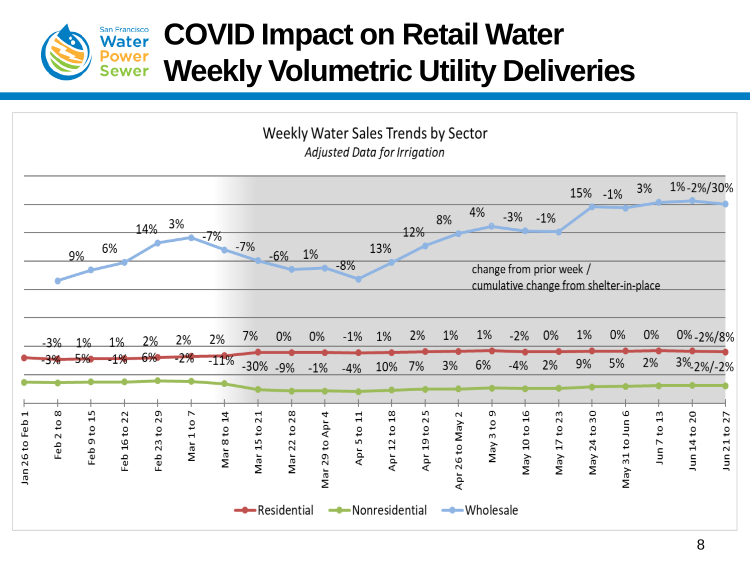# COVID Impact on Retail Water Weekly Volumetric Utility Deliveries

## Weekly Water Sales Trends by Sector

*Adjusted Data for Irrigation*

change from prior week / cumulative change from shelter-in-place

| Week | Wholesale | Residential | Nonresidential |
|---|---|---|---|
| Jan 26 to Feb 1 | | | |
| Feb 2 to 8 | 9% | -3% | -3% |
| Feb 9 to 15 | 6% | 1% | 5% |
| Feb 16 to 22 | 14% | 1% | -1% |
| Feb 23 to 29 | 3% | 2% | 6% |
| Mar 1 to 7 | -7% | 2% | -2% |
| Mar 8 to 14 | -7% | 2% | -11% |
| Mar 15 to 21 | -6% | 7% | -30% |
| Mar 22 to 28 | 1% | 0% | -9% |
| Mar 29 to Apr 4 | -8% | 0% | -1% |
| Apr 5 to 11 | 13% | -1% | -4% |
| Apr 12 to 18 | 12% | 1% | 10% |
| Apr 19 to 25 | 8% | 2% | 7% |
| Apr 26 to May 2 | 4% | 1% | 3% |
| May 3 to 9 | -3% | 1% | 6% |
| May 10 to 16 | -1% | -2% | -4% |
| May 17 to 23 | 15% | 0% | 2% |
| May 24 to 30 | -1% | 1% | 9% |
| May 31 to Jun 6 | 3% | 0% | 5% |
| Jun 7 to 13 | 1% | 0% | 2% |
| Jun 14 to 20 | -2%/30% | 0% | 3% |
| Jun 21 to 27 | | -2%/8% | -2%/-2% |

Legend: Residential, Nonresidential, Wholesale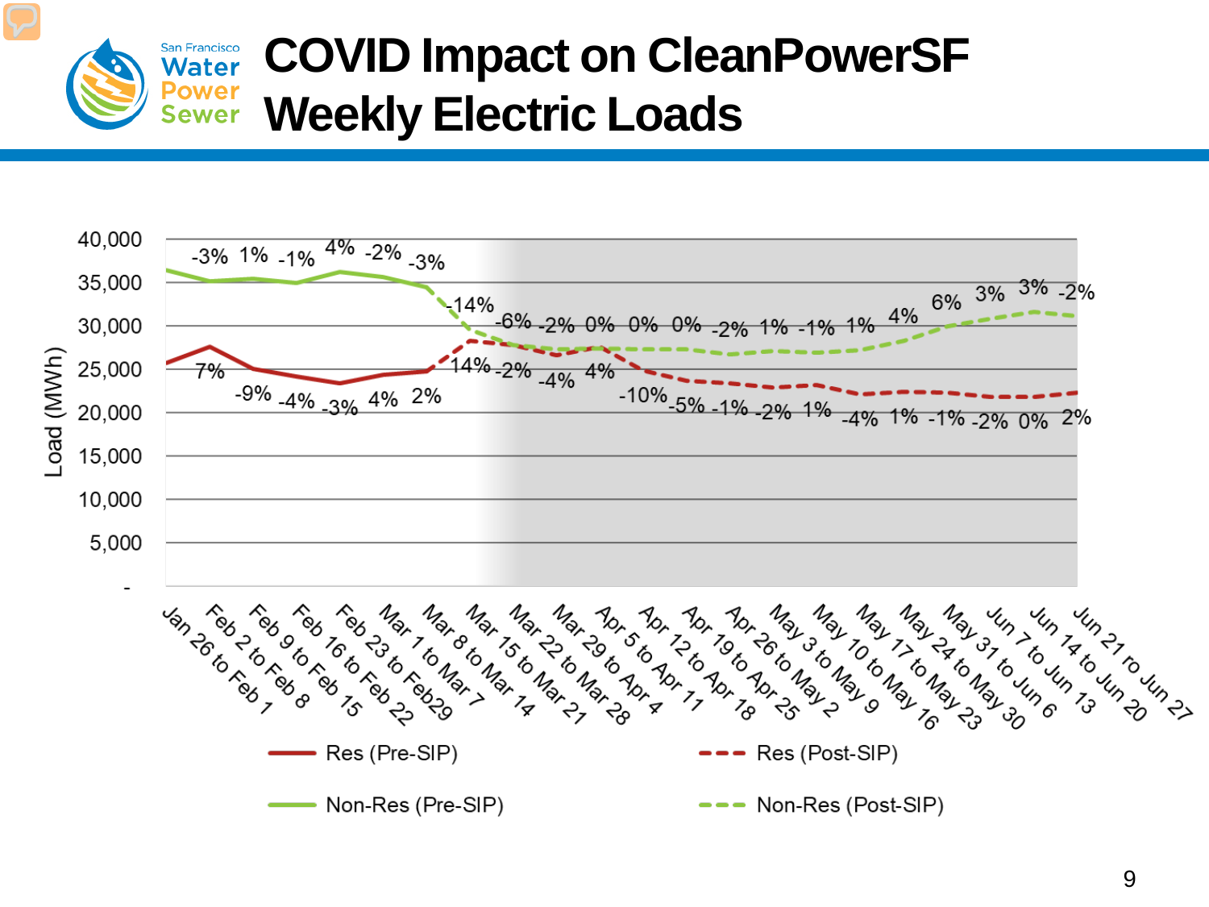# COVID Impact on CleanPowerSF Weekly Electric Loads

Load (MWh)

| Week | Res (% change) | Non-Res (% change) |
|---|---|---|
| Jan 26 to Feb 1 | | |
| Feb 2 to Feb 8 | 7% | -3% |
| Feb 9 to Feb 15 | -9% | 1% |
| Feb 16 to Feb 22 | -4% | -1% |
| Feb 23 to Feb29 | -3% | 4% |
| Mar 1 to Mar 7 | 4% | -2% |
| Mar 8 to Mar 14 | 2% | -3% |
| Mar 15 to Mar 21 | 14% | -14% |
| Mar 22 to Mar 28 | -2% | -6% |
| Mar 29 to Apr 4 | -4% | -2% |
| Apr 5 to Apr 11 | 4% | 0% |
| Apr 12 to Apr 18 | -10% | 0% |
| Apr 19 to Apr 25 | -5% | 0% |
| Apr 26 to May 2 | -1% | -2% |
| May 3 to May 9 | -2% | 1% |
| May 10 to May 16 | 1% | -1% |
| May 17 to May 23 | -4% | 1% |
| May 24 to May 30 | 1% | 4% |
| May 31 to Jun 6 | -1% | 6% |
| Jun 7 to Jun 13 | -2% | 3% |
| Jun 14 to Jun 20 | 0% | 3% |
| Jun 21 ro Jun 27 | 2% | -2% |

Legend: Res (Pre-SIP), Res (Post-SIP), Non-Res (Pre-SIP), Non-Res (Post-SIP)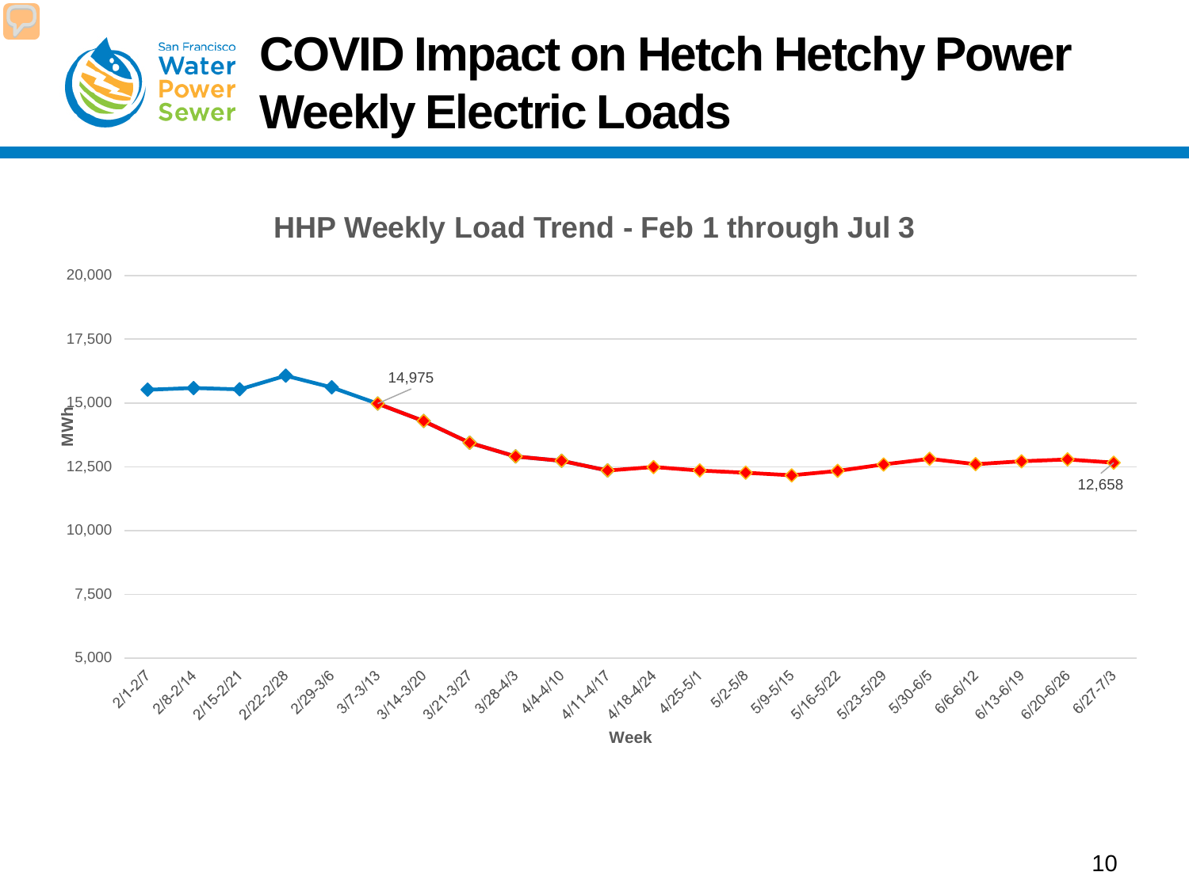# COVID Impact on Hetch Hetchy Power Weekly Electric Loads

HHP Weekly Load Trend - Feb 1 through Jul 3

MWh

20,000

17,500

15,000

12,500

10,000

7,500

5,000

14,975

12,658

2/1-2/7, 2/8-2/14, 2/15-2/21, 2/22-2/28, 2/29-3/6, 3/7-3/13, 3/14-3/20, 3/21-3/27, 3/28-4/3, 4/4-4/10, 4/11-4/17, 4/18-4/24, 4/25-5/1, 5/2-5/8, 5/9-5/15, 5/16-5/22, 5/23-5/29, 5/30-6/5, 6/6-6/12, 6/13-6/19, 6/20-6/26, 6/27-7/3

Week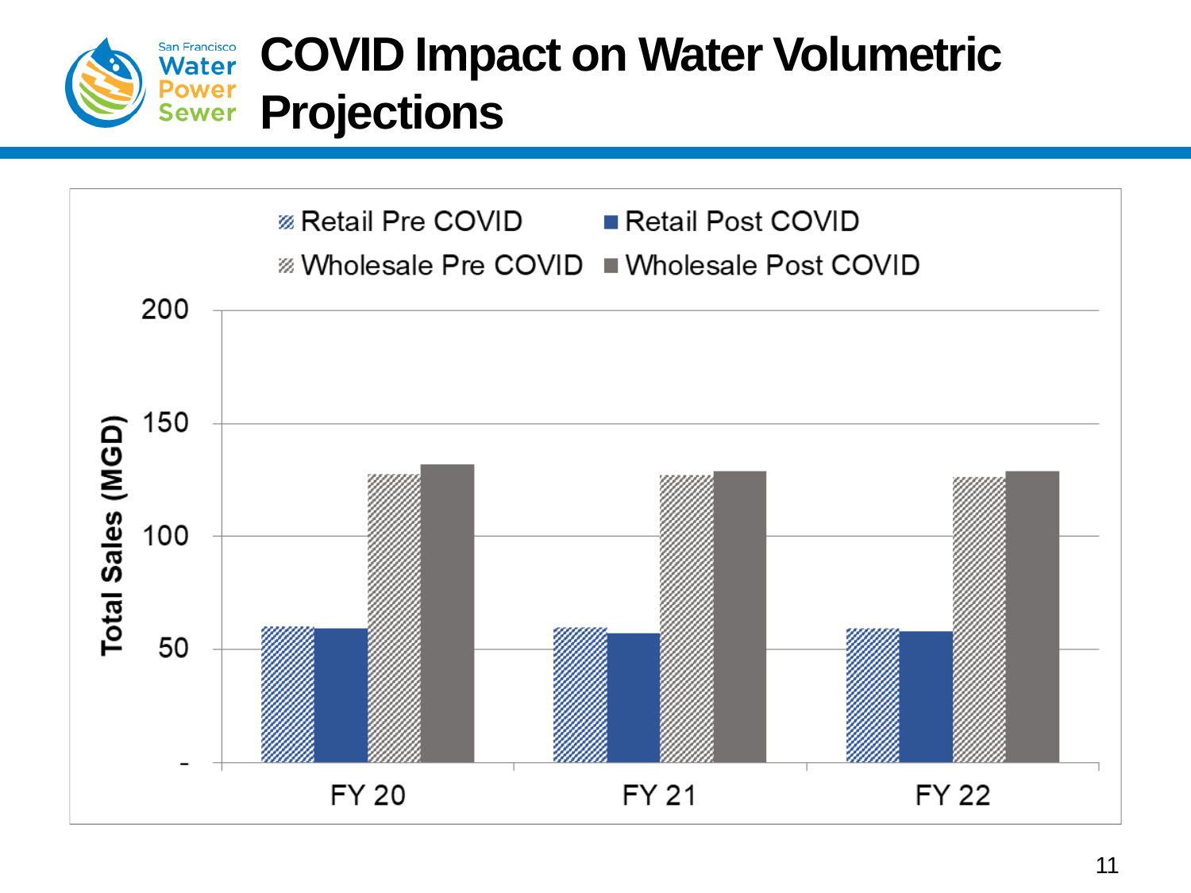# COVID Impact on Water Volumetric Projections

Retail Pre COVID | Retail Post COVID | Wholesale Pre COVID | Wholesale Post COVID

Total Sales (MGD)

200

150

100

50

-

FY 20 | FY 21 | FY 22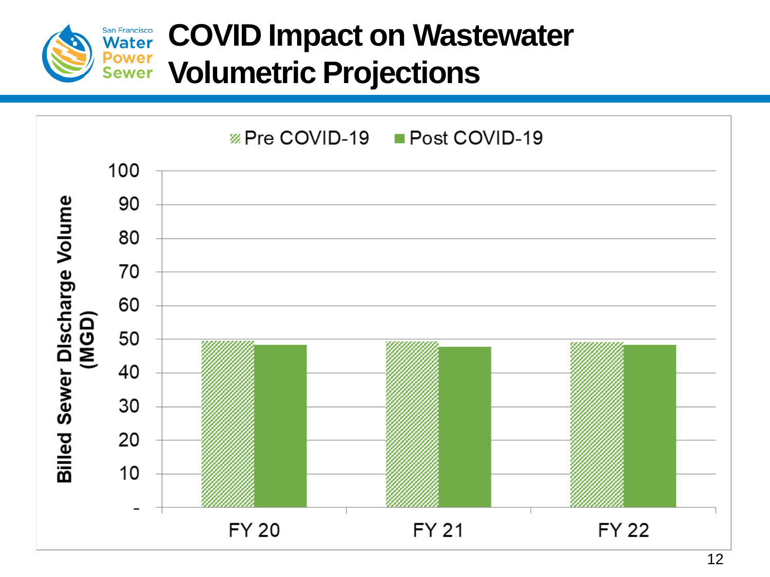# COVID Impact on Wastewater Volumetric Projections

Billed Sewer Discharge Volume (MGD)

Pre COVID-19 | Post COVID-19

100, 90, 80, 70, 60, 50, 40, 30, 20, 10, -

FY 20 | FY 21 | FY 22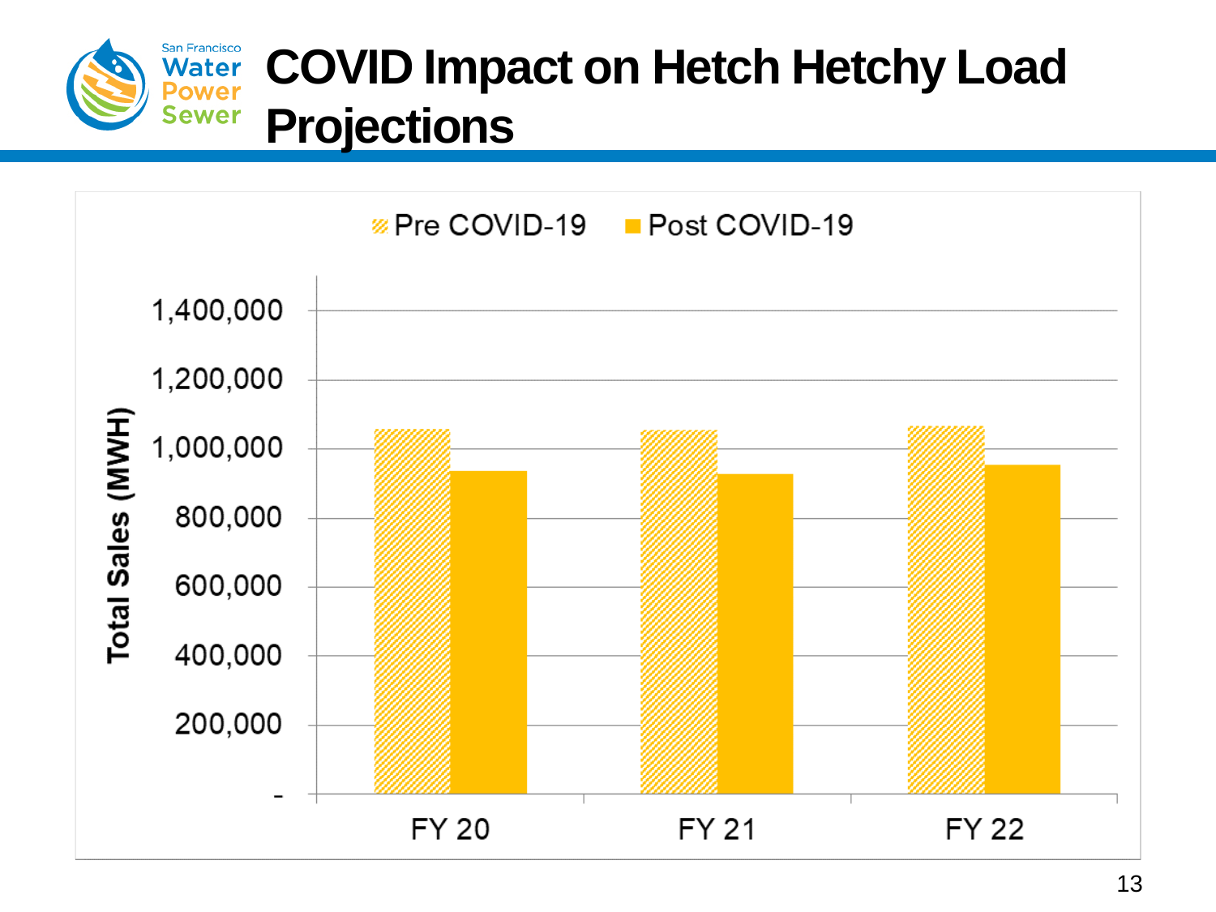# COVID Impact on Hetch Hetchy Load Projections

Pre COVID-19 | Post COVID-19

Total Sales (MWH)

1,400,000
1,200,000
1,000,000
800,000
600,000
400,000
200,000
-

FY 20 | FY 21 | FY 22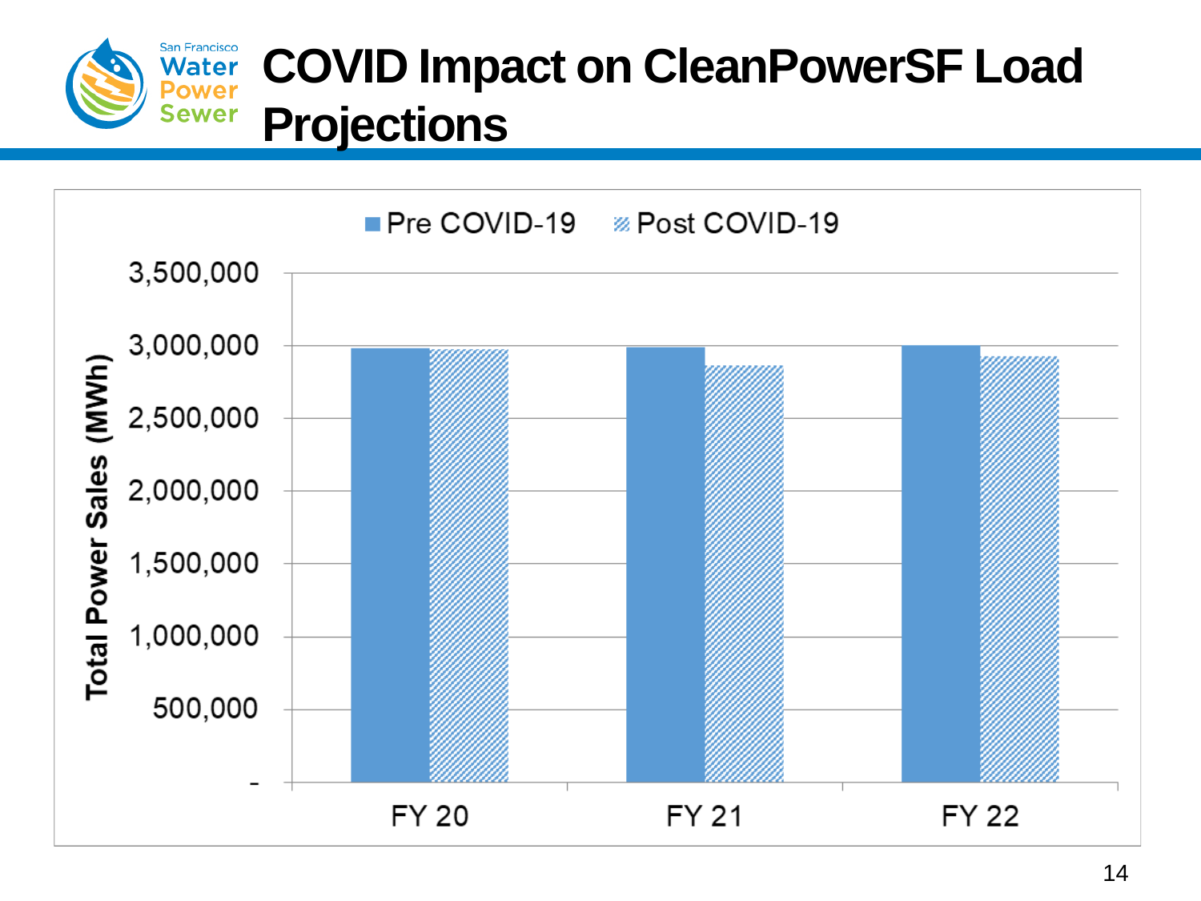# COVID Impact on CleanPowerSF Load Projections

Pre COVID-19 | Post COVID-19

Total Power Sales (MWh)

3,500,000
3,000,000
2,500,000
2,000,000
1,500,000
1,000,000
500,000
-

FY 20 | FY 21 | FY 22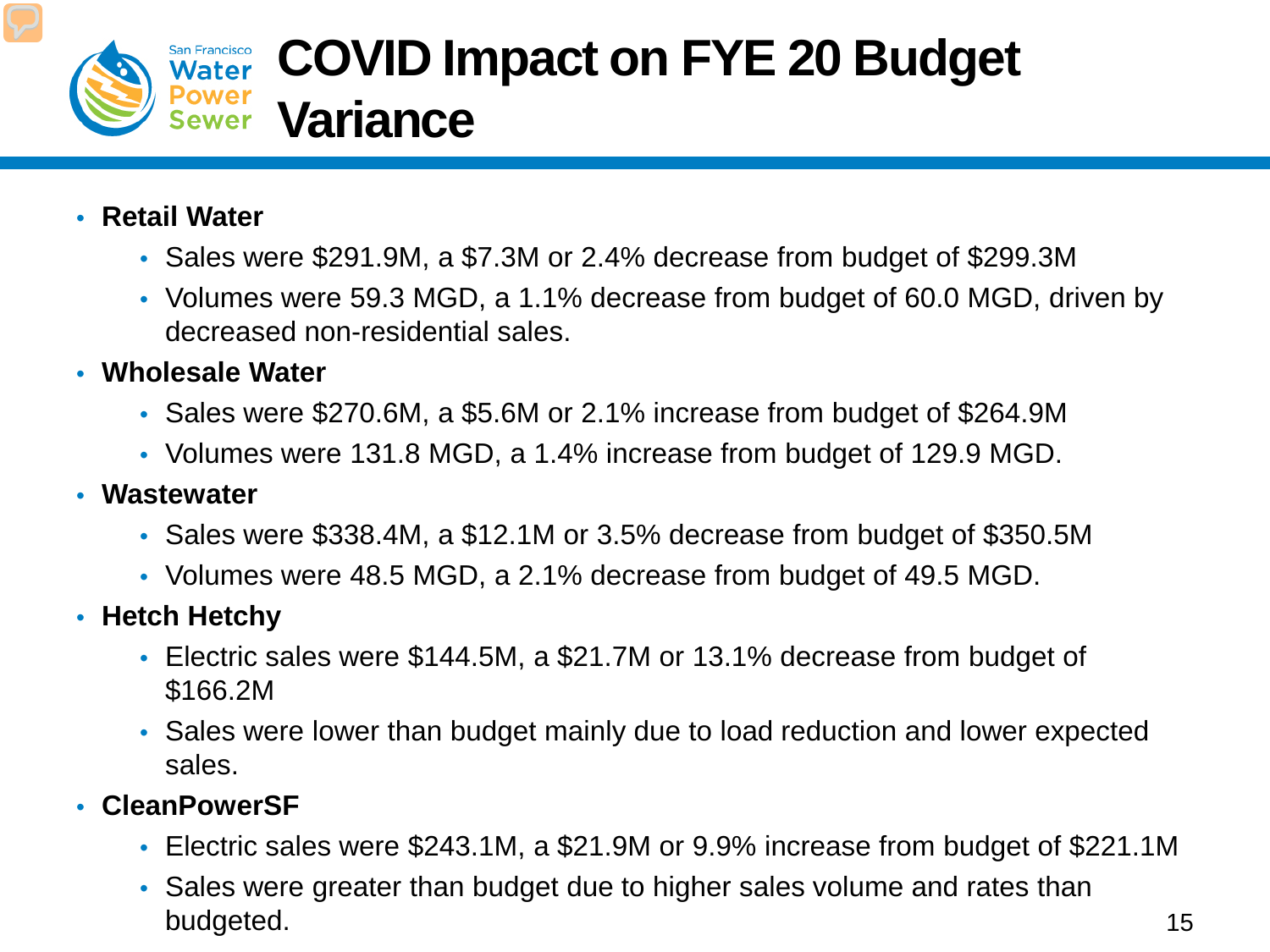# COVID Impact on FYE 20 Budget Variance

- **Retail Water**
  - Sales were $291.9M, a $7.3M or 2.4% decrease from budget of $299.3M
  - Volumes were 59.3 MGD, a 1.1% decrease from budget of 60.0 MGD, driven by decreased non-residential sales.
- **Wholesale Water**
  - Sales were $270.6M, a $5.6M or 2.1% increase from budget of $264.9M
  - Volumes were 131.8 MGD, a 1.4% increase from budget of 129.9 MGD.
- **Wastewater**
  - Sales were $338.4M, a $12.1M or 3.5% decrease from budget of $350.5M
  - Volumes were 48.5 MGD, a 2.1% decrease from budget of 49.5 MGD.
- **Hetch Hetchy**
  - Electric sales were $144.5M, a $21.7M or 13.1% decrease from budget of $166.2M
  - Sales were lower than budget mainly due to load reduction and lower expected sales.
- **CleanPowerSF**
  - Electric sales were $243.1M, a $21.9M or 9.9% increase from budget of $221.1M
  - Sales were greater than budget due to higher sales volume and rates than budgeted.